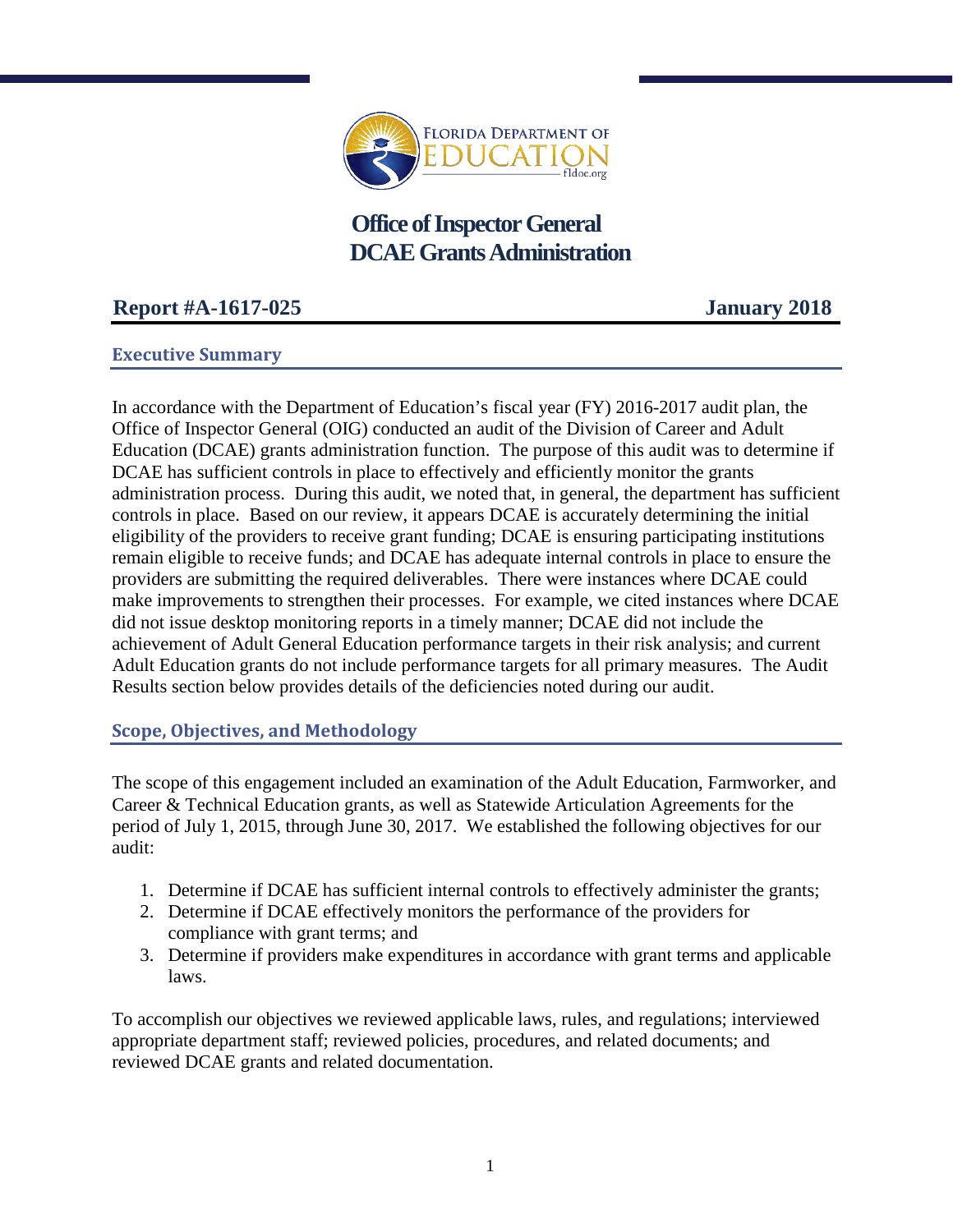# Office of Inspector General
# DCAE Grants Administration

**Report #A-1617-025** **January 2018**

## Executive Summary

In accordance with the Department of Education's fiscal year (FY) 2016-2017 audit plan, the Office of Inspector General (OIG) conducted an audit of the Division of Career and Adult Education (DCAE) grants administration function. The purpose of this audit was to determine if DCAE has sufficient controls in place to effectively and efficiently monitor the grants administration process. During this audit, we noted that, in general, the department has sufficient controls in place. Based on our review, it appears DCAE is accurately determining the initial eligibility of the providers to receive grant funding; DCAE is ensuring participating institutions remain eligible to receive funds; and DCAE has adequate internal controls in place to ensure the providers are submitting the required deliverables. There were instances where DCAE could make improvements to strengthen their processes. For example, we cited instances where DCAE did not issue desktop monitoring reports in a timely manner; DCAE did not include the achievement of Adult General Education performance targets in their risk analysis; and current Adult Education grants do not include performance targets for all primary measures. The Audit Results section below provides details of the deficiencies noted during our audit.

## Scope, Objectives, and Methodology

The scope of this engagement included an examination of the Adult Education, Farmworker, and Career & Technical Education grants, as well as Statewide Articulation Agreements for the period of July 1, 2015, through June 30, 2017. We established the following objectives for our audit:

1. Determine if DCAE has sufficient internal controls to effectively administer the grants;
2. Determine if DCAE effectively monitors the performance of the providers for compliance with grant terms; and
3. Determine if providers make expenditures in accordance with grant terms and applicable laws.

To accomplish our objectives we reviewed applicable laws, rules, and regulations; interviewed appropriate department staff; reviewed policies, procedures, and related documents; and reviewed DCAE grants and related documentation.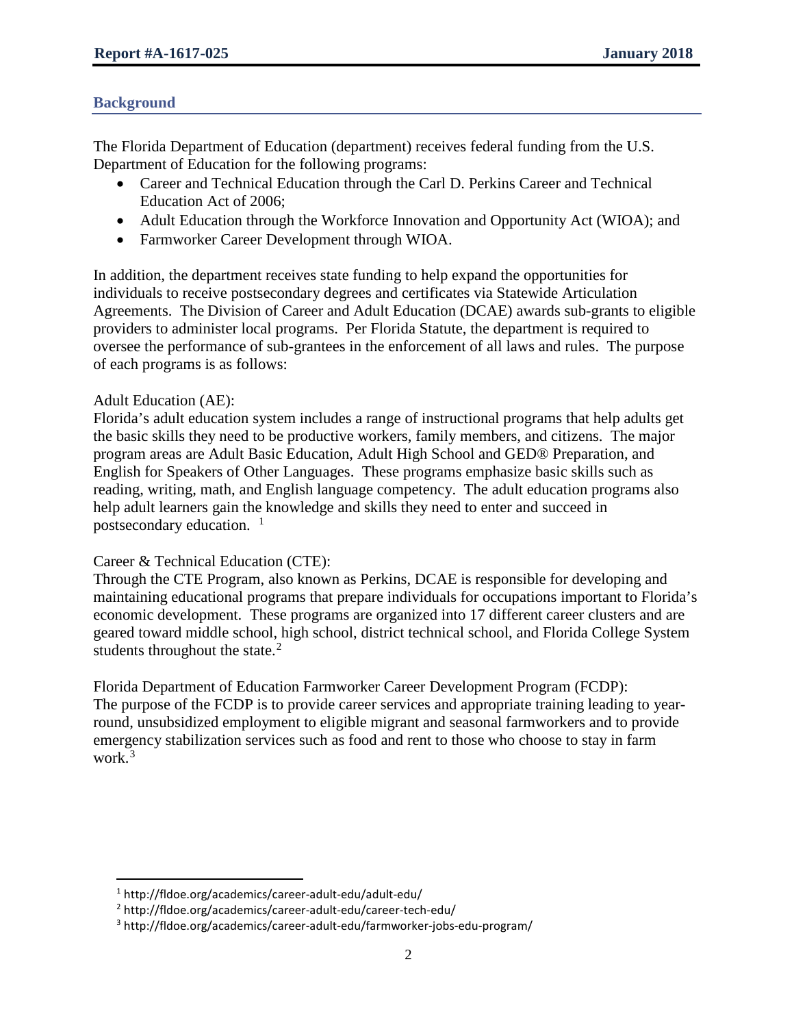## Background

The Florida Department of Education (department) receives federal funding from the U.S. Department of Education for the following programs:

- Career and Technical Education through the Carl D. Perkins Career and Technical Education Act of 2006;
- Adult Education through the Workforce Innovation and Opportunity Act (WIOA); and
- Farmworker Career Development through WIOA.

In addition, the department receives state funding to help expand the opportunities for individuals to receive postsecondary degrees and certificates via Statewide Articulation Agreements. The Division of Career and Adult Education (DCAE) awards sub-grants to eligible providers to administer local programs. Per Florida Statute, the department is required to oversee the performance of sub-grantees in the enforcement of all laws and rules. The purpose of each programs is as follows:

Adult Education (AE):
Florida's adult education system includes a range of instructional programs that help adults get the basic skills they need to be productive workers, family members, and citizens. The major program areas are Adult Basic Education, Adult High School and GED® Preparation, and English for Speakers of Other Languages. These programs emphasize basic skills such as reading, writing, math, and English language competency. The adult education programs also help adult learners gain the knowledge and skills they need to enter and succeed in postsecondary education. [1]

Career & Technical Education (CTE):
Through the CTE Program, also known as Perkins, DCAE is responsible for developing and maintaining educational programs that prepare individuals for occupations important to Florida's economic development. These programs are organized into 17 different career clusters and are geared toward middle school, high school, district technical school, and Florida College System students throughout the state.[2]

Florida Department of Education Farmworker Career Development Program (FCDP):
The purpose of the FCDP is to provide career services and appropriate training leading to year-round, unsubsidized employment to eligible migrant and seasonal farmworkers and to provide emergency stabilization services such as food and rent to those who choose to stay in farm work.[3]

---

[1] http://fldoe.org/academics/career-adult-edu/adult-edu/

[2] http://fldoe.org/academics/career-adult-edu/career-tech-edu/

[3] http://fldoe.org/academics/career-adult-edu/farmworker-jobs-edu-program/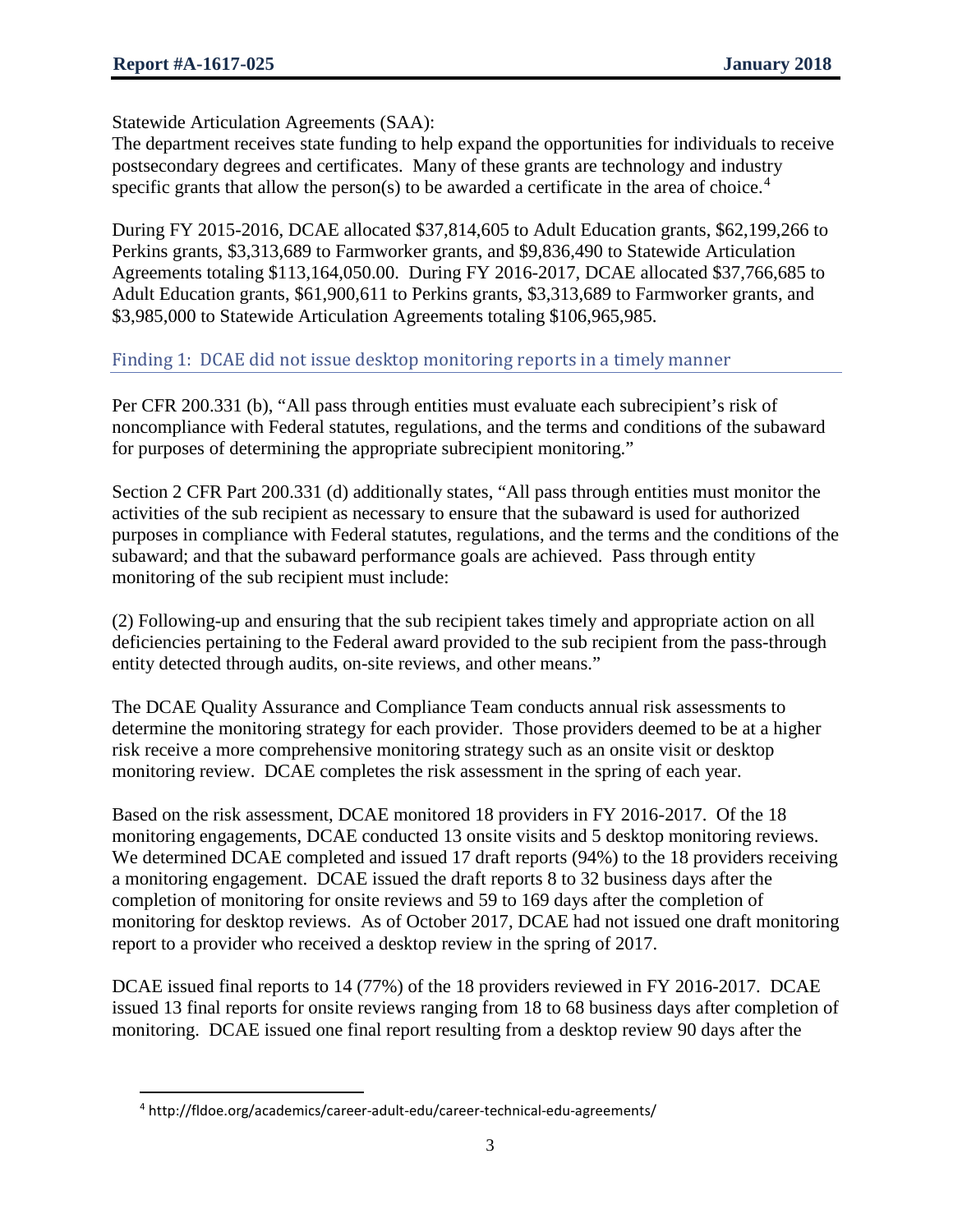Statewide Articulation Agreements (SAA):
The department receives state funding to help expand the opportunities for individuals to receive postsecondary degrees and certificates. Many of these grants are technology and industry specific grants that allow the person(s) to be awarded a certificate in the area of choice.[4]

During FY 2015-2016, DCAE allocated $37,814,605 to Adult Education grants, $62,199,266 to Perkins grants, $3,313,689 to Farmworker grants, and $9,836,490 to Statewide Articulation Agreements totaling $113,164,050.00. During FY 2016-2017, DCAE allocated $37,766,685 to Adult Education grants, $61,900,611 to Perkins grants, $3,313,689 to Farmworker grants, and $3,985,000 to Statewide Articulation Agreements totaling $106,965,985.

## Finding 1: DCAE did not issue desktop monitoring reports in a timely manner

Per CFR 200.331 (b), "All pass through entities must evaluate each subrecipient's risk of noncompliance with Federal statutes, regulations, and the terms and conditions of the subaward for purposes of determining the appropriate subrecipient monitoring."

Section 2 CFR Part 200.331 (d) additionally states, "All pass through entities must monitor the activities of the sub recipient as necessary to ensure that the subaward is used for authorized purposes in compliance with Federal statutes, regulations, and the terms and the conditions of the subaward; and that the subaward performance goals are achieved. Pass through entity monitoring of the sub recipient must include:

(2) Following-up and ensuring that the sub recipient takes timely and appropriate action on all deficiencies pertaining to the Federal award provided to the sub recipient from the pass-through entity detected through audits, on-site reviews, and other means."

The DCAE Quality Assurance and Compliance Team conducts annual risk assessments to determine the monitoring strategy for each provider. Those providers deemed to be at a higher risk receive a more comprehensive monitoring strategy such as an onsite visit or desktop monitoring review. DCAE completes the risk assessment in the spring of each year.

Based on the risk assessment, DCAE monitored 18 providers in FY 2016-2017. Of the 18 monitoring engagements, DCAE conducted 13 onsite visits and 5 desktop monitoring reviews. We determined DCAE completed and issued 17 draft reports (94%) to the 18 providers receiving a monitoring engagement. DCAE issued the draft reports 8 to 32 business days after the completion of monitoring for onsite reviews and 59 to 169 days after the completion of monitoring for desktop reviews. As of October 2017, DCAE had not issued one draft monitoring report to a provider who received a desktop review in the spring of 2017.

DCAE issued final reports to 14 (77%) of the 18 providers reviewed in FY 2016-2017. DCAE issued 13 final reports for onsite reviews ranging from 18 to 68 business days after completion of monitoring. DCAE issued one final report resulting from a desktop review 90 days after the

[4] http://fldoe.org/academics/career-adult-edu/career-technical-edu-agreements/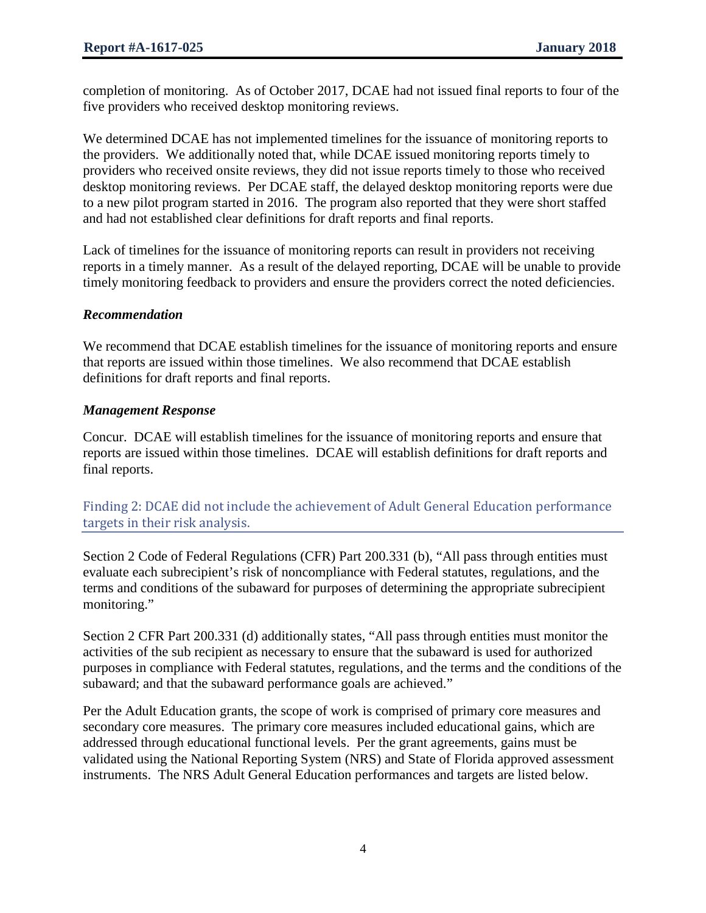completion of monitoring. As of October 2017, DCAE had not issued final reports to four of the five providers who received desktop monitoring reviews.

We determined DCAE has not implemented timelines for the issuance of monitoring reports to the providers. We additionally noted that, while DCAE issued monitoring reports timely to providers who received onsite reviews, they did not issue reports timely to those who received desktop monitoring reviews. Per DCAE staff, the delayed desktop monitoring reports were due to a new pilot program started in 2016. The program also reported that they were short staffed and had not established clear definitions for draft reports and final reports.

Lack of timelines for the issuance of monitoring reports can result in providers not receiving reports in a timely manner. As a result of the delayed reporting, DCAE will be unable to provide timely monitoring feedback to providers and ensure the providers correct the noted deficiencies.

### *Recommendation*

We recommend that DCAE establish timelines for the issuance of monitoring reports and ensure that reports are issued within those timelines. We also recommend that DCAE establish definitions for draft reports and final reports.

### *Management Response*

Concur. DCAE will establish timelines for the issuance of monitoring reports and ensure that reports are issued within those timelines. DCAE will establish definitions for draft reports and final reports.

## Finding 2: DCAE did not include the achievement of Adult General Education performance targets in their risk analysis.

Section 2 Code of Federal Regulations (CFR) Part 200.331 (b), "All pass through entities must evaluate each subrecipient's risk of noncompliance with Federal statutes, regulations, and the terms and conditions of the subaward for purposes of determining the appropriate subrecipient monitoring."

Section 2 CFR Part 200.331 (d) additionally states, "All pass through entities must monitor the activities of the sub recipient as necessary to ensure that the subaward is used for authorized purposes in compliance with Federal statutes, regulations, and the terms and the conditions of the subaward; and that the subaward performance goals are achieved."

Per the Adult Education grants, the scope of work is comprised of primary core measures and secondary core measures. The primary core measures included educational gains, which are addressed through educational functional levels. Per the grant agreements, gains must be validated using the National Reporting System (NRS) and State of Florida approved assessment instruments. The NRS Adult General Education performances and targets are listed below.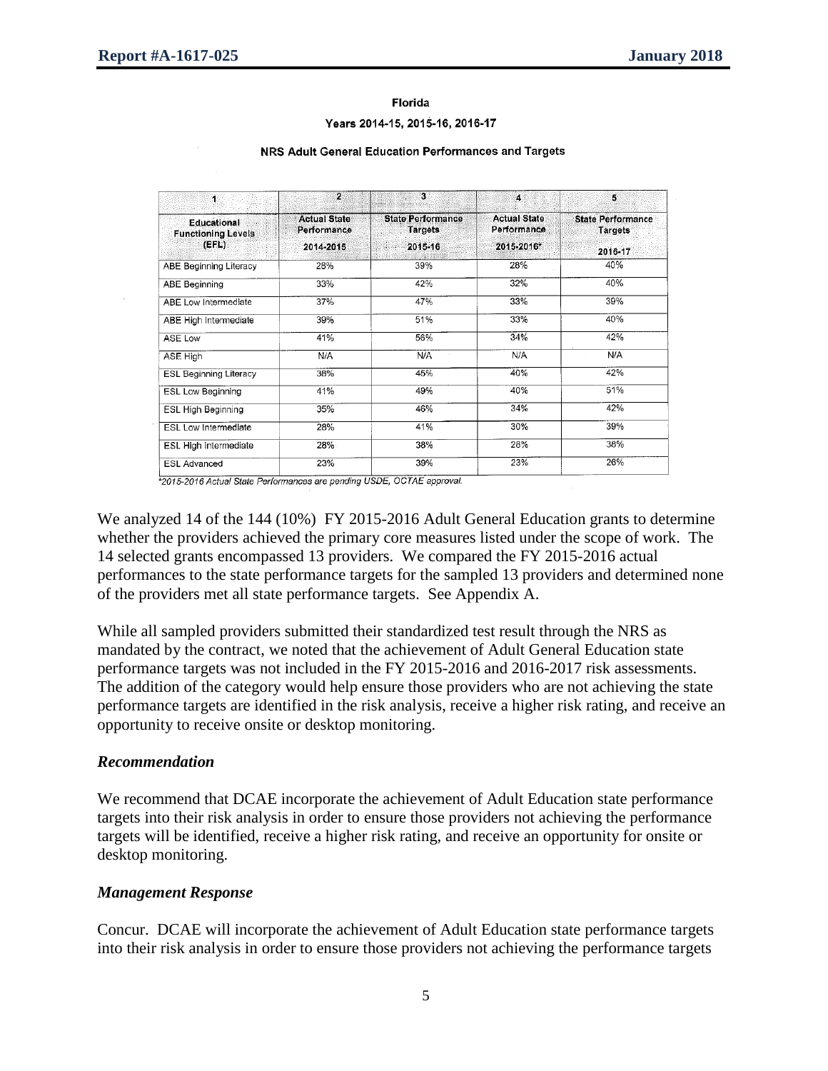**Florida**

**Years 2014-15, 2015-16, 2016-17**

**NRS Adult General Education Performances and Targets**

| 1 | 2 | 3 | 4 | 5 |
|---|---|---|---|---|
| Educational Functioning Levels (EFL) | Actual State Performance 2014-2015 | State Performance Targets 2015-16 | Actual State Performance 2015-2016* | State Performance Targets 2016-17 |
| ABE Beginning Literacy | 28% | 39% | 28% | 40% |
| ABE Beginning | 33% | 42% | 32% | 40% |
| ABE Low Intermediate | 37% | 47% | 33% | 39% |
| ABE High Intermediate | 39% | 51% | 33% | 40% |
| ASE Low | 41% | 56% | 34% | 42% |
| ASE High | N/A | N/A | N/A | N/A |
| ESL Beginning Literacy | 38% | 45% | 40% | 42% |
| ESL Low Beginning | 41% | 49% | 40% | 51% |
| ESL High Beginning | 35% | 46% | 34% | 42% |
| ESL Low Intermediate | 28% | 41% | 30% | 39% |
| ESL High Intermediate | 28% | 38% | 28% | 38% |
| ESL Advanced | 23% | 39% | 23% | 26% |

*2015-2016 Actual State Performances are pending USDE, OCTAE approval.

We analyzed 14 of the 144 (10%) FY 2015-2016 Adult General Education grants to determine whether the providers achieved the primary core measures listed under the scope of work. The 14 selected grants encompassed 13 providers. We compared the FY 2015-2016 actual performances to the state performance targets for the sampled 13 providers and determined none of the providers met all state performance targets. See Appendix A.

While all sampled providers submitted their standardized test result through the NRS as mandated by the contract, we noted that the achievement of Adult General Education state performance targets was not included in the FY 2015-2016 and 2016-2017 risk assessments. The addition of the category would help ensure those providers who are not achieving the state performance targets are identified in the risk analysis, receive a higher risk rating, and receive an opportunity to receive onsite or desktop monitoring.

### *Recommendation*

We recommend that DCAE incorporate the achievement of Adult Education state performance targets into their risk analysis in order to ensure those providers not achieving the performance targets will be identified, receive a higher risk rating, and receive an opportunity for onsite or desktop monitoring.

### *Management Response*

Concur. DCAE will incorporate the achievement of Adult Education state performance targets into their risk analysis in order to ensure those providers not achieving the performance targets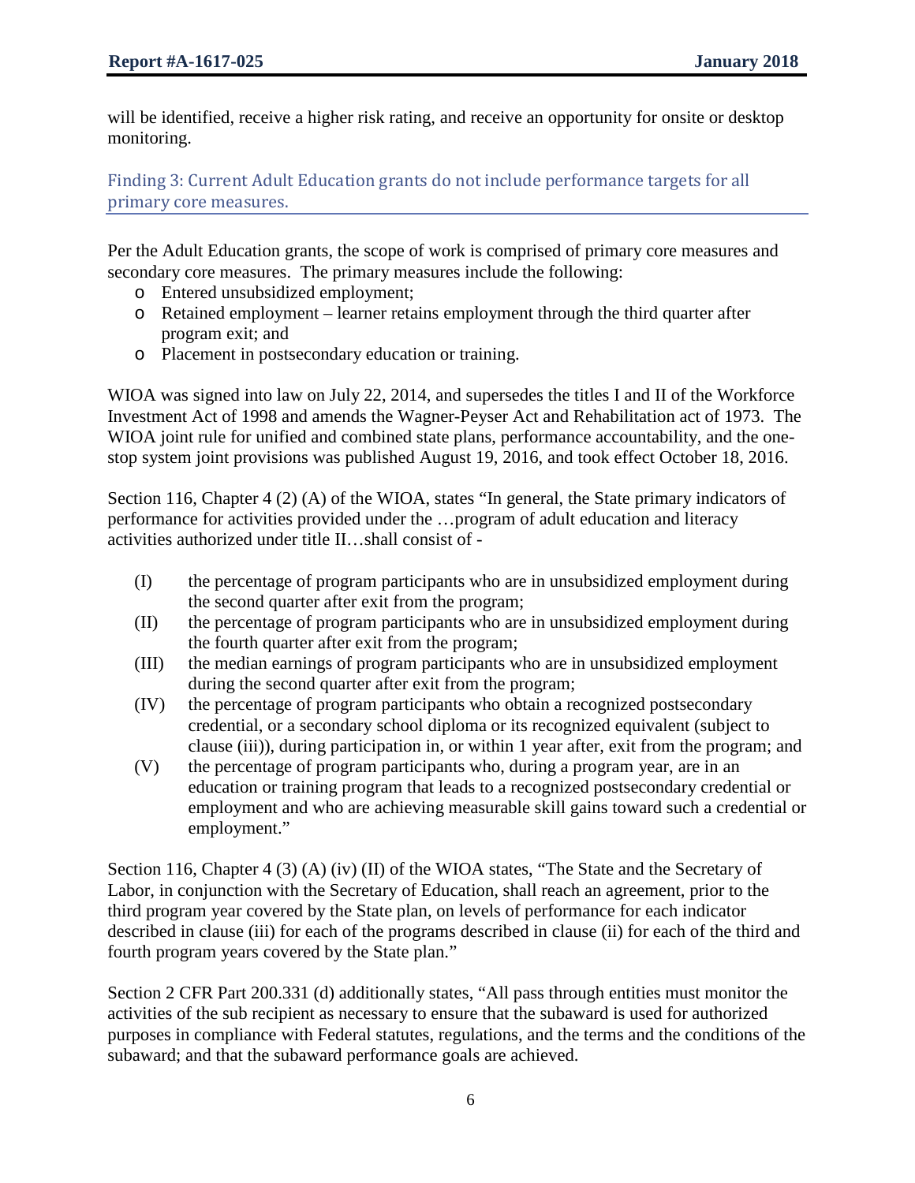will be identified, receive a higher risk rating, and receive an opportunity for onsite or desktop monitoring.

### Finding 3: Current Adult Education grants do not include performance targets for all primary core measures.

Per the Adult Education grants, the scope of work is comprised of primary core measures and secondary core measures. The primary measures include the following:

- Entered unsubsidized employment;
- Retained employment – learner retains employment through the third quarter after program exit; and
- Placement in postsecondary education or training.

WIOA was signed into law on July 22, 2014, and supersedes the titles I and II of the Workforce Investment Act of 1998 and amends the Wagner-Peyser Act and Rehabilitation act of 1973. The WIOA joint rule for unified and combined state plans, performance accountability, and the one-stop system joint provisions was published August 19, 2016, and took effect October 18, 2016.

Section 116, Chapter 4 (2) (A) of the WIOA, states "In general, the State primary indicators of performance for activities provided under the …program of adult education and literacy activities authorized under title II…shall consist of -

(I) the percentage of program participants who are in unsubsidized employment during the second quarter after exit from the program;

(II) the percentage of program participants who are in unsubsidized employment during the fourth quarter after exit from the program;

(III) the median earnings of program participants who are in unsubsidized employment during the second quarter after exit from the program;

(IV) the percentage of program participants who obtain a recognized postsecondary credential, or a secondary school diploma or its recognized equivalent (subject to clause (iii)), during participation in, or within 1 year after, exit from the program; and

(V) the percentage of program participants who, during a program year, are in an education or training program that leads to a recognized postsecondary credential or employment and who are achieving measurable skill gains toward such a credential or employment."

Section 116, Chapter 4 (3) (A) (iv) (II) of the WIOA states, "The State and the Secretary of Labor, in conjunction with the Secretary of Education, shall reach an agreement, prior to the third program year covered by the State plan, on levels of performance for each indicator described in clause (iii) for each of the programs described in clause (ii) for each of the third and fourth program years covered by the State plan."

Section 2 CFR Part 200.331 (d) additionally states, "All pass through entities must monitor the activities of the sub recipient as necessary to ensure that the subaward is used for authorized purposes in compliance with Federal statutes, regulations, and the terms and the conditions of the subaward; and that the subaward performance goals are achieved.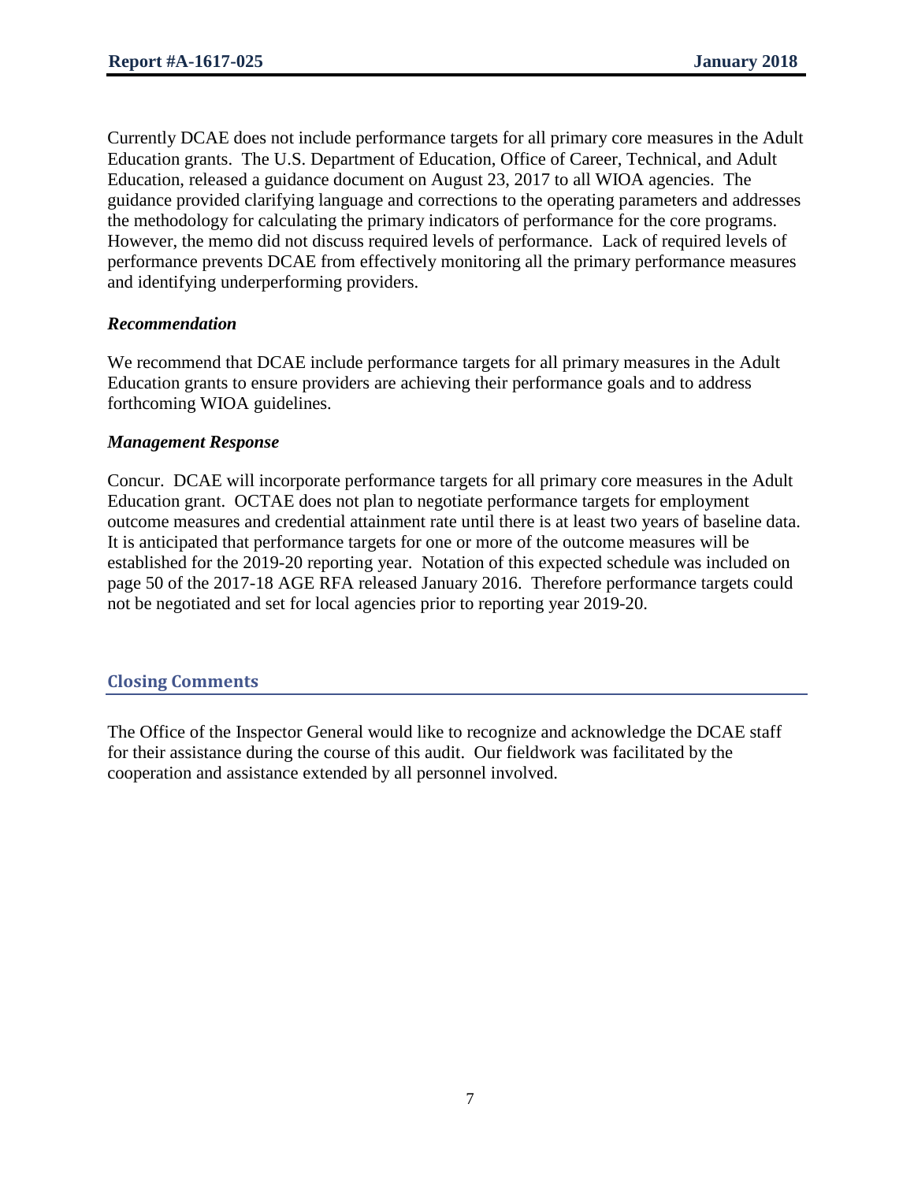Currently DCAE does not include performance targets for all primary core measures in the Adult Education grants. The U.S. Department of Education, Office of Career, Technical, and Adult Education, released a guidance document on August 23, 2017 to all WIOA agencies. The guidance provided clarifying language and corrections to the operating parameters and addresses the methodology for calculating the primary indicators of performance for the core programs. However, the memo did not discuss required levels of performance. Lack of required levels of performance prevents DCAE from effectively monitoring all the primary performance measures and identifying underperforming providers.

***Recommendation***

We recommend that DCAE include performance targets for all primary measures in the Adult Education grants to ensure providers are achieving their performance goals and to address forthcoming WIOA guidelines.

***Management Response***

Concur. DCAE will incorporate performance targets for all primary core measures in the Adult Education grant. OCTAE does not plan to negotiate performance targets for employment outcome measures and credential attainment rate until there is at least two years of baseline data. It is anticipated that performance targets for one or more of the outcome measures will be established for the 2019-20 reporting year. Notation of this expected schedule was included on page 50 of the 2017-18 AGE RFA released January 2016. Therefore performance targets could not be negotiated and set for local agencies prior to reporting year 2019-20.

## Closing Comments

The Office of the Inspector General would like to recognize and acknowledge the DCAE staff for their assistance during the course of this audit. Our fieldwork was facilitated by the cooperation and assistance extended by all personnel involved.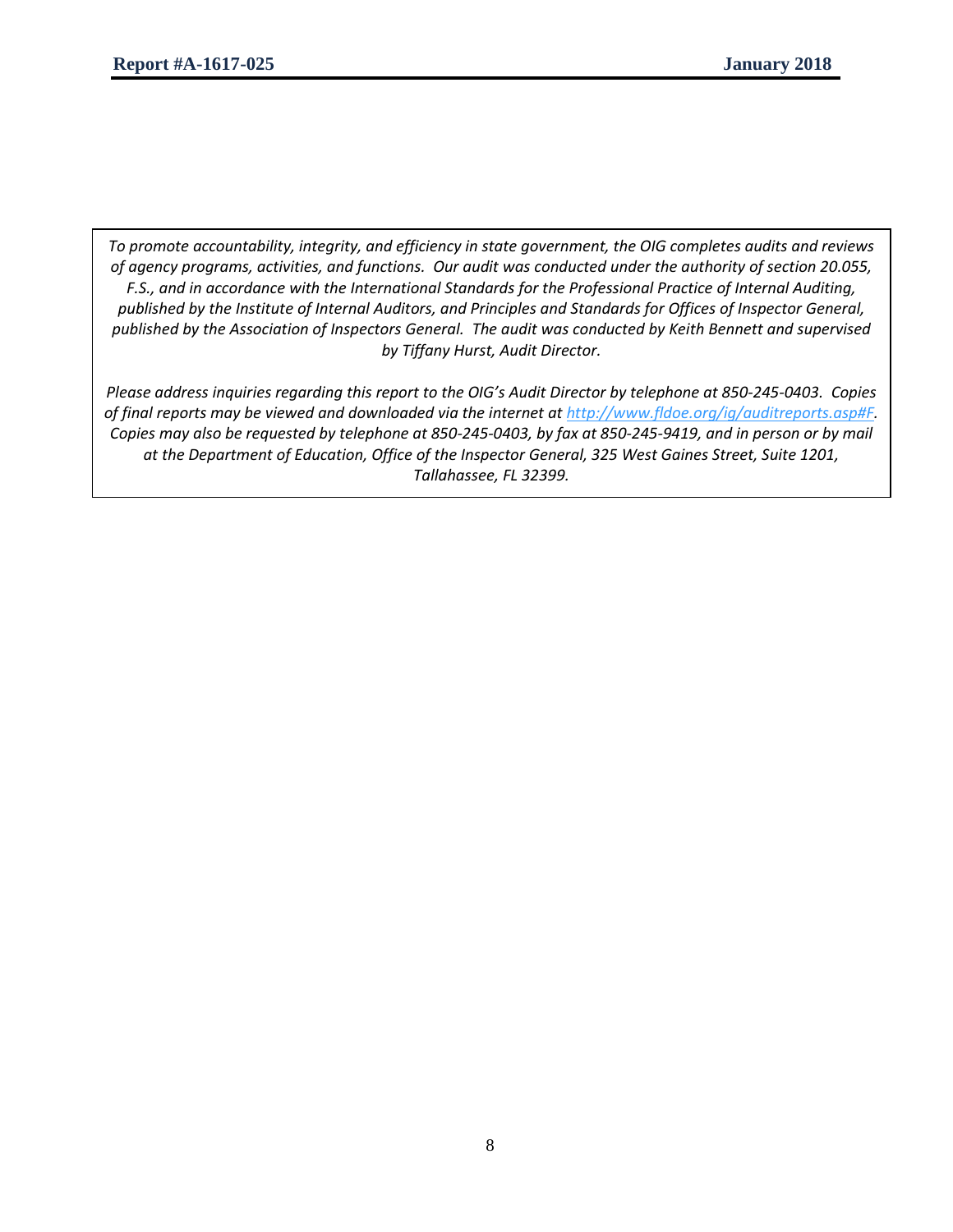*To promote accountability, integrity, and efficiency in state government, the OIG completes audits and reviews of agency programs, activities, and functions. Our audit was conducted under the authority of section 20.055, F.S., and in accordance with the International Standards for the Professional Practice of Internal Auditing, published by the Institute of Internal Auditors, and Principles and Standards for Offices of Inspector General, published by the Association of Inspectors General. The audit was conducted by Keith Bennett and supervised by Tiffany Hurst, Audit Director.*

*Please address inquiries regarding this report to the OIG's Audit Director by telephone at 850-245-0403. Copies of final reports may be viewed and downloaded via the internet at [http://www.fldoe.org/ig/auditreports.asp#F](http://www.fldoe.org/ig/auditreports.asp#F). Copies may also be requested by telephone at 850-245-0403, by fax at 850-245-9419, and in person or by mail at the Department of Education, Office of the Inspector General, 325 West Gaines Street, Suite 1201, Tallahassee, FL 32399.*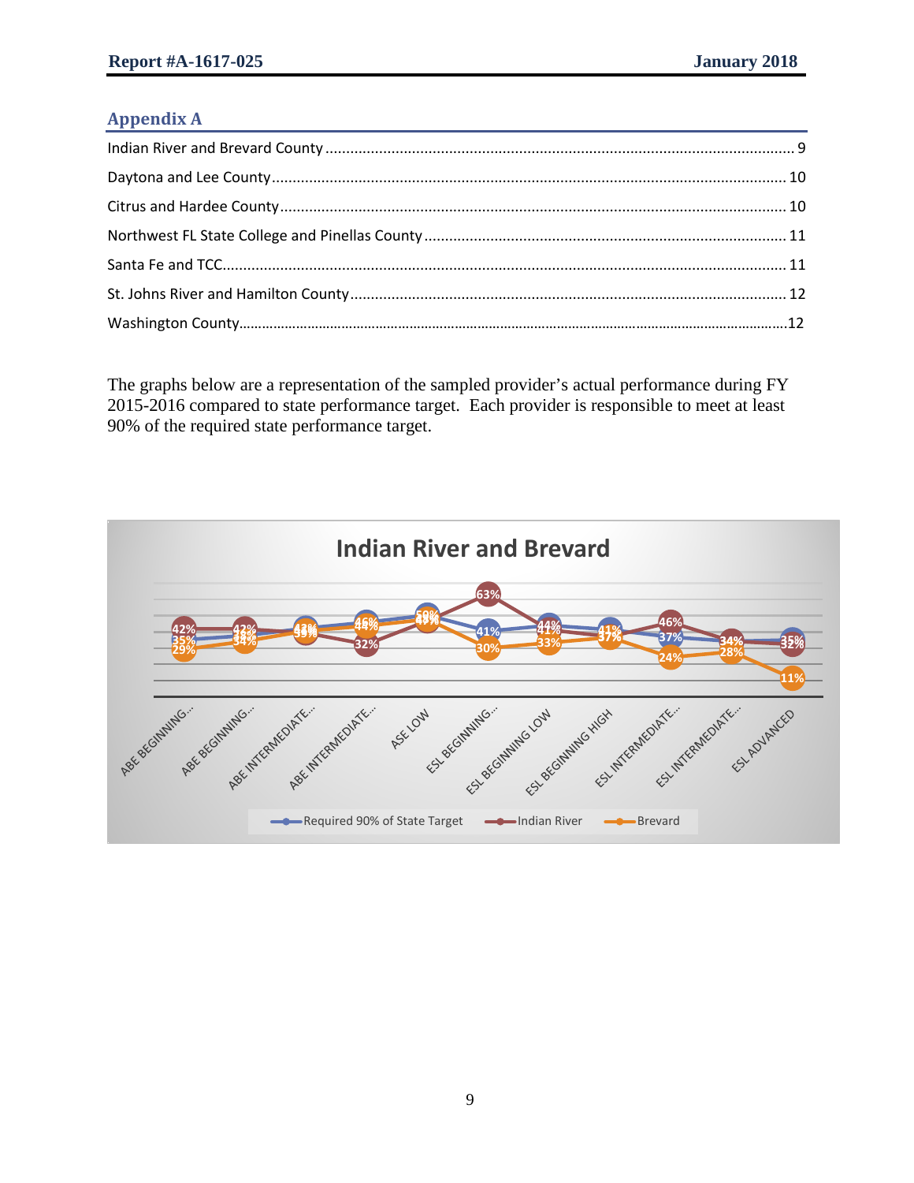## Appendix A

Indian River and Brevard County ........................................ 9

Daytona and Lee County ........................................ 10

Citrus and Hardee County ........................................ 10

Northwest FL State College and Pinellas County ........................................ 11

Santa Fe and TCC ........................................ 11

St. Johns River and Hamilton County ........................................ 12

Washington County ........................................ 12

The graphs below are a representation of the sampled provider's actual performance during FY 2015-2016 compared to state performance target. Each provider is responsible to meet at least 90% of the required state performance target.

**Indian River and Brevard**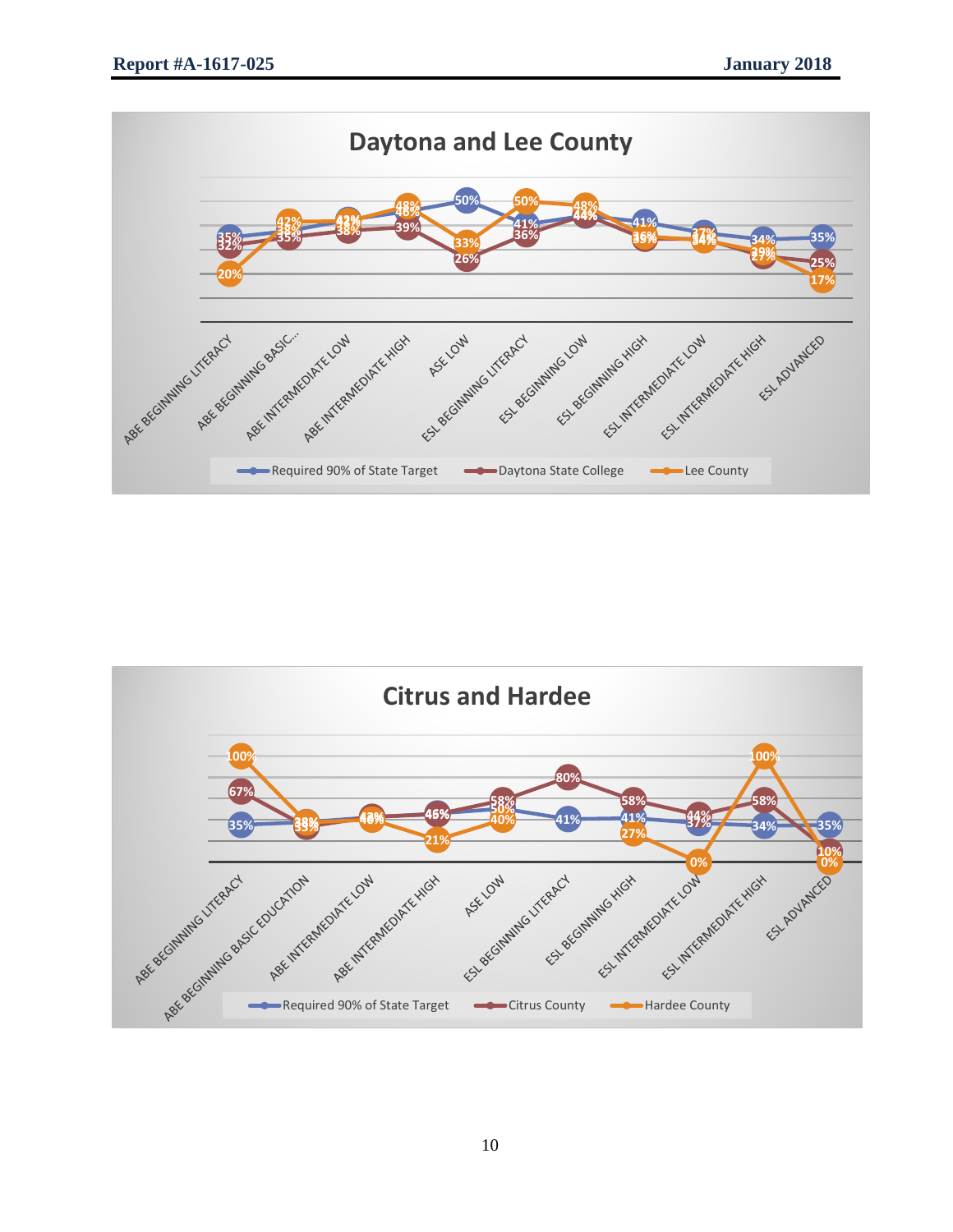## Daytona and Lee County

| | Required 90% of State Target | Daytona State College | Lee County |
|---|---|---|---|
| ABE BEGINNING LITERACY | 35% | 32% | 20% |
| ABE BEGINNING BASIC... | 36% | 35% | 42% |
| ABE INTERMEDIATE LOW | 42% | 38% | 42% |
| ABE INTERMEDIATE HIGH | 46% | 39% | 48% |
| ASE LOW | 50% | 26% | 33% |
| ESL BEGINNING LITERACY | 41% | 36% | 50% |
| ESL BEGINNING LOW | 44% | 44% | 48% |
| ESL BEGINNING HIGH | 41% | 35% | 36% |
| ESL INTERMEDIATE LOW | 37% | 34% | 34% |
| ESL INTERMEDIATE HIGH | 34% | 27% | 29% |
| ESL ADVANCED | 35% | 25% | 17% |

## Citrus and Hardee

| | Required 90% of State Target | Citrus County | Hardee County |
|---|---|---|---|
| ABE BEGINNING LITERACY | 35% | 67% | 100% |
| ABE BEGINNING BASIC EDUCATION | | 35% | 38% |
| ABE INTERMEDIATE LOW | 42% | 42% | 40% |
| ABE INTERMEDIATE HIGH | 46% | 45% | 21% |
| ASE LOW | 50% | 58% | 40% |
| ESL BEGINNING LITERACY | 41% | 80% | |
| ESL BEGINNING HIGH | 41% | 58% | 27% |
| ESL INTERMEDIATE LOW | 37% | 44% | 0% |
| ESL INTERMEDIATE HIGH | 34% | 58% | 100% |
| ESL ADVANCED | 35% | 10% | 0% |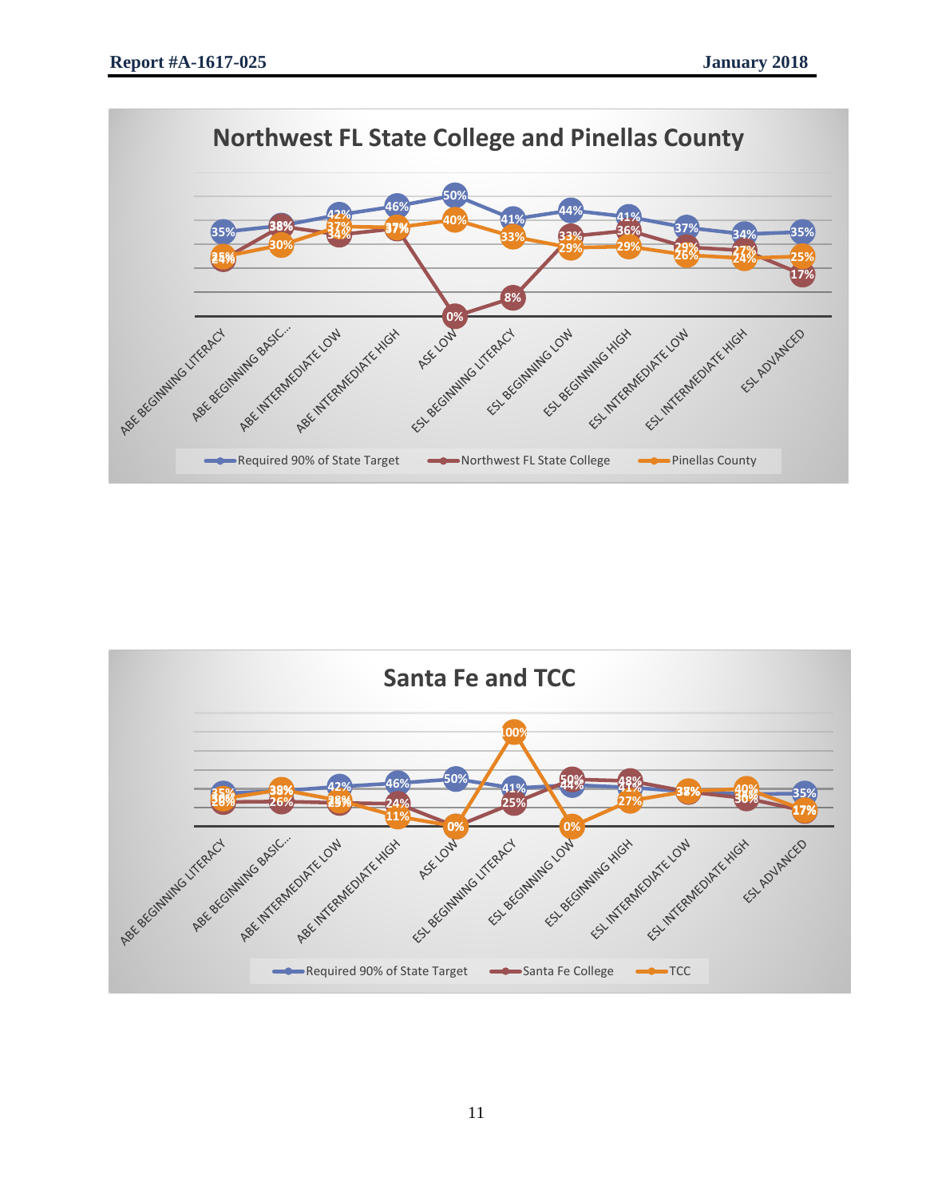## Northwest FL State College and Pinellas County

| | Required 90% of State Target | Northwest FL State College | Pinellas County |
|---|---|---|---|
| ABE BEGINNING LITERACY | 35% | 24% | 25% |
| ABE BEGINNING BASIC... | 38% | 38% | 30% |
| ABE INTERMEDIATE LOW | 42% | 34% | 37% |
| ABE INTERMEDIATE HIGH | 46% | 37% | 37% |
| ASE LOW | 50% | 0% | 40% |
| ESL BEGINNING LITERACY | 41% | 8% | 33% |
| ESL BEGINNING LOW | 44% | 33% | 29% |
| ESL BEGINNING HIGH | 41% | 36% | 29% |
| ESL INTERMEDIATE LOW | 37% | 29% | 26% |
| ESL INTERMEDIATE HIGH | 34% | 27% | 24% |
| ESL ADVANCED | 35% | 17% | 25% |

## Santa Fe and TCC

| | Required 90% of State Target | Santa Fe College | TCC |
|---|---|---|---|
| ABE BEGINNING LITERACY | 35% | 26% | 30% |
| ABE BEGINNING BASIC... | 38% | 26% | 38% |
| ABE INTERMEDIATE LOW | 42% | 25% | 26% |
| ABE INTERMEDIATE HIGH | 46% | 24% | 11% |
| ASE LOW | 50% | 0% | 0% |
| ESL BEGINNING LITERACY | 41% | 25% | 100% |
| ESL BEGINNING LOW | 44% | 50% | 0% |
| ESL BEGINNING HIGH | 41% | 48% | 27% |
| ESL INTERMEDIATE LOW | 37% | 37% | 37% |
| ESL INTERMEDIATE HIGH | 34% | 30% | 40% |
| ESL ADVANCED | 35% | 17% | 17% |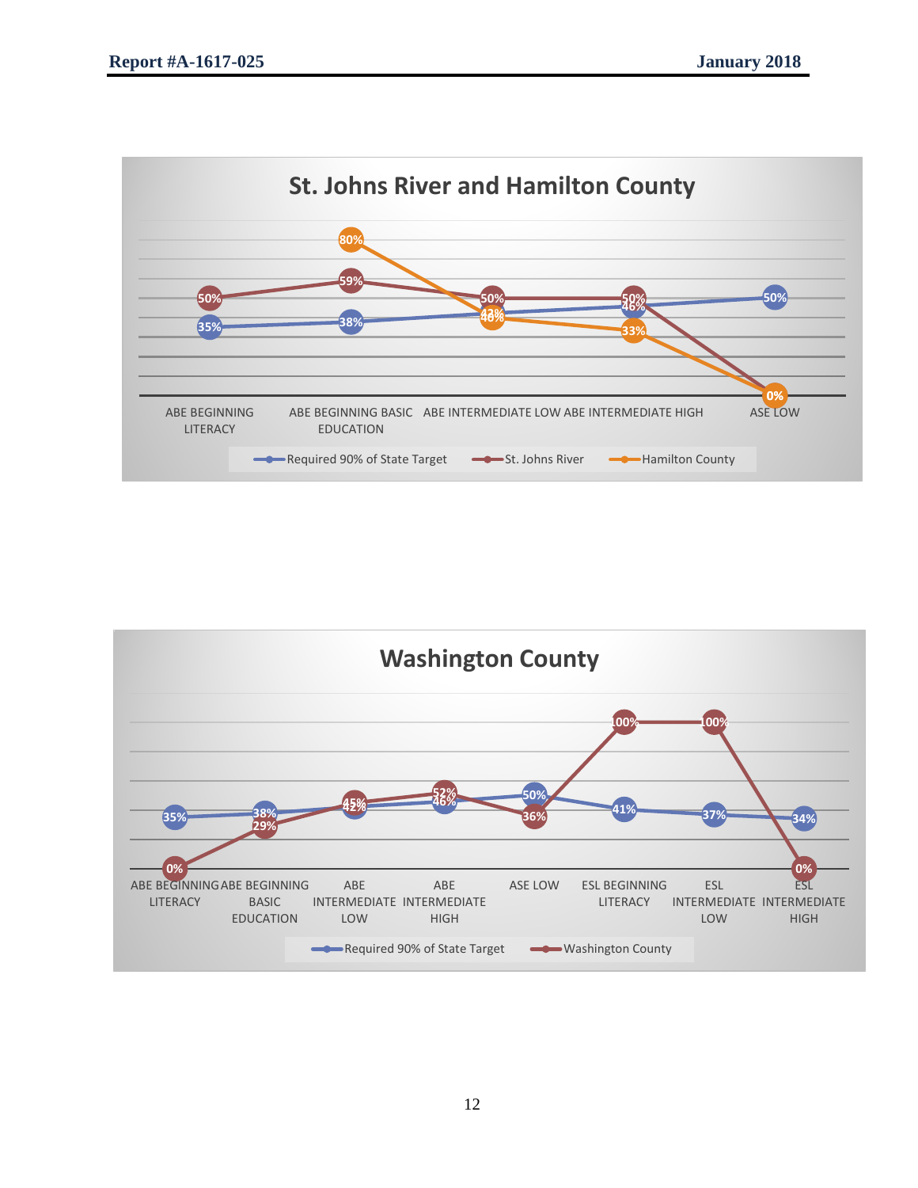**St. Johns River and Hamilton County**

80%
59%
50%
50%
50%
50%
46%
42%
40%
38%
35%
33%
0%

ABE BEGINNING LITERACY
ABE BEGINNING BASIC EDUCATION
ABE INTERMEDIATE LOW
ABE INTERMEDIATE HIGH
ASE LOW

Required 90% of State Target
St. Johns River
Hamilton County

**Washington County**

100%
100%
52%
50%
46%
45%
42%
41%
38%
37%
36%
35%
34%
29%
0%
0%

ABE BEGINNING LITERACY
ABE BEGINNING BASIC EDUCATION
ABE INTERMEDIATE LOW
ABE INTERMEDIATE HIGH
ASE LOW
ESL BEGINNING LITERACY
ESL INTERMEDIATE LOW
ESL INTERMEDIATE HIGH

Required 90% of State Target
Washington County